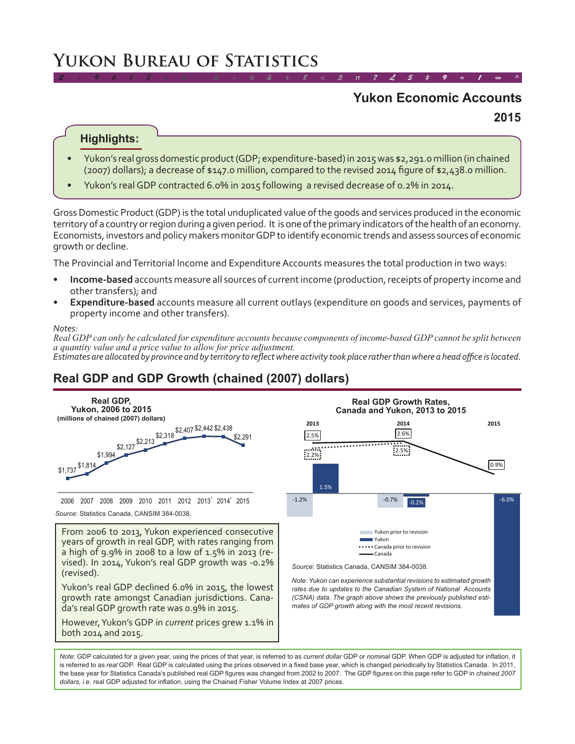# Yukon Bureau of Statistics

## Yukon Economic Accounts
## 2015

### Highlights:

- Yukon's real gross domestic product (GDP; expenditure-based) in 2015 was $2,291.0 million (in chained (2007) dollars); a decrease of $147.0 million, compared to the revised 2014 figure of $2,438.0 million.
- Yukon's real GDP contracted 6.0% in 2015 following a revised decrease of 0.2% in 2014.

Gross Domestic Product (GDP) is the total unduplicated value of the goods and services produced in the economic territory of a country or region during a given period. It is one of the primary indicators of the health of an economy. Economists, investors and policy makers monitor GDP to identify economic trends and assess sources of economic growth or decline.

The Provincial and Territorial Income and Expenditure Accounts measures the total production in two ways:

- **Income-based** accounts measure all sources of current income (production, receipts of property income and other transfers); and
- **Expenditure-based** accounts measure all current outlays (expenditure on goods and services, payments of property income and other transfers).

*Notes:*
*Real GDP can only be calculated for expenditure accounts because components of income-based GDP cannot be split between a quantity value and a price value to allow for price adjustment.*
*Estimates are allocated by province and by territory to reflect where activity took place rather than where a head office is located.*

## Real GDP and GDP Growth (chained (2007) dollars)

**Real GDP, Yukon, 2006 to 2015 (millions of chained (2007) dollars)**

| Year | Real GDP |
|---|---|
| 2006 | $1,737 |
| 2007 | $1,814 |
| 2008 | $1,994 |
| 2009 | $2,127 |
| 2010 | $2,213 |
| 2011 | $2,318 |
| 2012 | $2,407 |
| 2013[r] | $2,442 |
| 2014[r] | $2,438 |
| 2015 | $2,291 |

*Source*: Statistics Canada, CANSIM 384-0038.

**Real GDP Growth Rates, Canada and Yukon, 2013 to 2015**

| | 2013 | 2014 | 2015 |
|---|---|---|---|
| Yukon prior to revision | -1.2% | -0.7% | |
| Yukon | 1.5% | -0.2% | -6.0% |
| Canada prior to revision | 2.2% | 2.5% | |
| Canada | 2.5% | 2.6% | 0.9% |

*Source*: Statistics Canada, CANSIM 384-0038.

*Note: Yukon can experience substantial revisions to estimated growth rates due to updates to the Canadian System of National Accounts (CSNA) data. The graph above shows the previously published estimates of GDP growth along with the most recent revisions.*

From 2006 to 2013, Yukon experienced consecutive years of growth in real GDP, with rates ranging from a high of 9.9% in 2008 to a low of 1.5% in 2013 (revised). In 2014, Yukon's real GDP growth was -0.2% (revised).

Yukon's real GDP declined 6.0% in 2015, the lowest growth rate amongst Canadian jurisdictions. Canada's real GDP growth rate was 0.9% in 2015.

However, Yukon's GDP in *current* prices grew 1.1% in both 2014 and 2015.

*Note*: GDP calculated for a given year, using the prices of that year, is referred to as *current dollar* GDP or *nominal* GDP. When GDP is adjusted for inflation, it is referred to as *real* GDP. Real GDP is calculated using the prices observed in a fixed base year, which is changed periodically by Statistics Canada. In 2011, the base year for Statistics Canada's published real GDP figures was changed from 2002 to 2007. The GDP figures on this page refer to GDP in *chained 2007 dollars,* i.e. real GDP adjusted for inflation, using the Chained Fisher Volume Index at 2007 prices.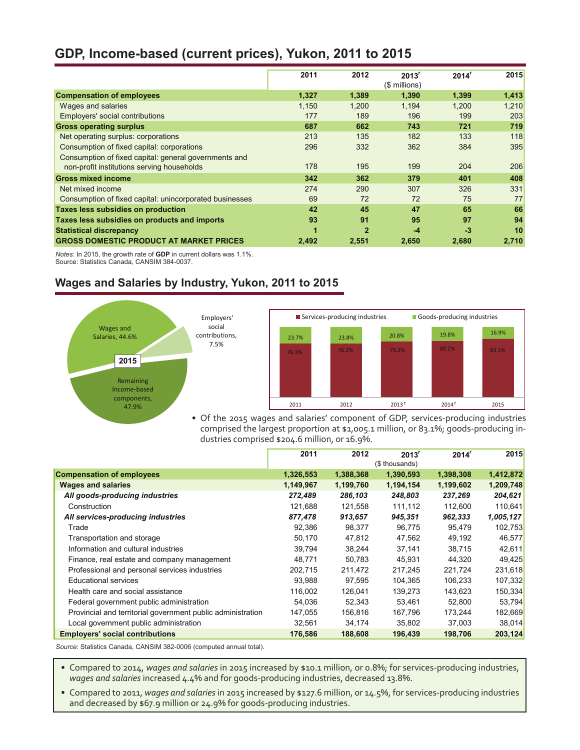## GDP, Income-based (current prices), Yukon, 2011 to 2015

| | 2011 | 2012 | 2013[r] ($ millions) | 2014[r] | 2015 |
|---|---|---|---|---|---|
| **Compensation of employees** | **1,327** | **1,389** | **1,390** | **1,399** | **1,413** |
| Wages and salaries | 1,150 | 1,200 | 1,194 | 1,200 | 1,210 |
| Employers' social contributions | 177 | 189 | 196 | 199 | 203 |
| **Gross operating surplus** | **687** | **662** | **743** | **721** | **719** |
| Net operating surplus: corporations | 213 | 135 | 182 | 133 | 118 |
| Consumption of fixed capital: corporations | 296 | 332 | 362 | 384 | 395 |
| Consumption of fixed capital: general governments and non-profit institutions serving households | 178 | 195 | 199 | 204 | 206 |
| **Gross mixed income** | **342** | **362** | **379** | **401** | **408** |
| Net mixed income | 274 | 290 | 307 | 326 | 331 |
| Consumption of fixed capital: unincorporated businesses | 69 | 72 | 72 | 75 | 77 |
| **Taxes less subsidies on production** | **42** | **45** | **47** | **65** | **66** |
| **Taxes less subsidies on products and imports** | **93** | **91** | **95** | **97** | **94** |
| **Statistical discrepancy** | **1** | **2** | **-4** | **-3** | **10** |
| **GROSS DOMESTIC PRODUCT AT MARKET PRICES** | **2,492** | **2,551** | **2,650** | **2,680** | **2,710** |

*Notes*: In 2015, the growth rate of **GDP** in current dollars was 1.1%.
Source: Statistics Canada, CANSIM 384-0037.

## Wages and Salaries by Industry, Yukon, 2011 to 2015

2015: Wages and Salaries, 44.6%; Employers' social contributions, 7.5%; Remaining Income-based components, 47.9%

| | 2011 | 2012 | 2013[r] | 2014[r] | 2015 |
|---|---|---|---|---|---|
| Services-producing industries | 76.3% | 76.2% | 79.2% | 80.2% | 83.1% |
| Goods-producing industries | 23.7% | 23.8% | 20.8% | 19.8% | 16.9% |

- Of the 2015 wages and salaries' component of GDP, services-producing industries comprised the largest proportion at $1,005.1 million, or 83.1%; goods-producing industries comprised $204.6 million, or 16.9%.

| | 2011 | 2012 | 2013[r] ($ thousands) | 2014[r] | 2015 |
|---|---|---|---|---|---|
| **Compensation of employees** | **1,326,553** | **1,388,368** | **1,390,593** | **1,398,308** | **1,412,872** |
| **Wages and salaries** | **1,149,967** | **1,199,760** | **1,194,154** | **1,199,602** | **1,209,748** |
| ***All goods-producing industries*** | ***272,489*** | ***286,103*** | ***248,803*** | ***237,269*** | ***204,621*** |
| Construction | 121,688 | 121,558 | 111,112 | 112,600 | 110,641 |
| ***All services-producing industries*** | ***877,478*** | ***913,657*** | ***945,351*** | ***962,333*** | ***1,005,127*** |
| Trade | 92,386 | 98,377 | 96,775 | 95,479 | 102,753 |
| Transportation and storage | 50,170 | 47,812 | 47,562 | 49,192 | 46,577 |
| Information and cultural industries | 39,794 | 38,244 | 37,141 | 38,715 | 42,611 |
| Finance, real estate and company management | 48,771 | 50,783 | 45,931 | 44,320 | 49,425 |
| Professional and personal services industries | 202,715 | 211,472 | 217,245 | 221,724 | 231,618 |
| Educational services | 93,988 | 97,595 | 104,365 | 106,233 | 107,332 |
| Health care and social assistance | 116,002 | 126,041 | 139,273 | 143,623 | 150,334 |
| Federal government public administration | 54,036 | 52,343 | 53,461 | 52,800 | 53,794 |
| Provincial and territorial government public administration | 147,055 | 156,816 | 167,796 | 173,244 | 182,669 |
| Local government public administration | 32,561 | 34,174 | 35,802 | 37,003 | 38,014 |
| **Employers' social contributions** | **176,586** | **188,608** | **196,439** | **198,706** | **203,124** |

*Source:* Statistics Canada, CANSIM 382-0006 (computed annual total).

- Compared to 2014, *wages and salaries* in 2015 increased by $10.1 million, or 0.8%; for services-producing industries, *wages and salaries* increased 4.4% and for goods-producing industries, decreased 13.8%.
- Compared to 2011, *wages and salaries* in 2015 increased by $127.6 million, or 14.5%, for services-producing industries and decreased by $67.9 million or 24.9% for goods-producing industries.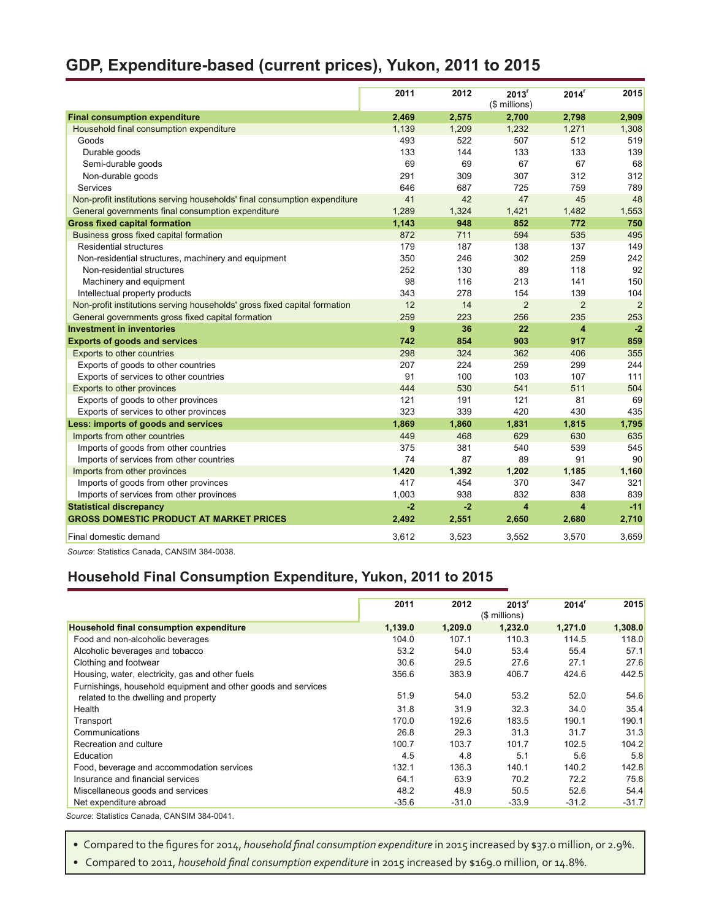## GDP, Expenditure-based (current prices), Yukon, 2011 to 2015

| | 2011 | 2012 | 2013[r] ($ millions) | 2014[r] | 2015 |
|---|---|---|---|---|---|
| **Final consumption expenditure** | **2,469** | **2,575** | **2,700** | **2,798** | **2,909** |
| Household final consumption expenditure | 1,139 | 1,209 | 1,232 | 1,271 | 1,308 |
| Goods | 493 | 522 | 507 | 512 | 519 |
| Durable goods | 133 | 144 | 133 | 133 | 139 |
| Semi-durable goods | 69 | 69 | 67 | 67 | 68 |
| Non-durable goods | 291 | 309 | 307 | 312 | 312 |
| Services | 646 | 687 | 725 | 759 | 789 |
| Non-profit institutions serving households' final consumption expenditure | 41 | 42 | 47 | 45 | 48 |
| General governments final consumption expenditure | 1,289 | 1,324 | 1,421 | 1,482 | 1,553 |
| **Gross fixed capital formation** | **1,143** | **948** | **852** | **772** | **750** |
| Business gross fixed capital formation | 872 | 711 | 594 | 535 | 495 |
| Residential structures | 179 | 187 | 138 | 137 | 149 |
| Non-residential structures, machinery and equipment | 350 | 246 | 302 | 259 | 242 |
| Non-residential structures | 252 | 130 | 89 | 118 | 92 |
| Machinery and equipment | 98 | 116 | 213 | 141 | 150 |
| Intellectual property products | 343 | 278 | 154 | 139 | 104 |
| Non-profit institutions serving households' gross fixed capital formation | 12 | 14 | 2 | 2 | 2 |
| General governments gross fixed capital formation | 259 | 223 | 256 | 235 | 253 |
| **Investment in inventories** | **9** | **36** | **22** | **4** | **-2** |
| **Exports of goods and services** | **742** | **854** | **903** | **917** | **859** |
| Exports to other countries | 298 | 324 | 362 | 406 | 355 |
| Exports of goods to other countries | 207 | 224 | 259 | 299 | 244 |
| Exports of services to other countries | 91 | 100 | 103 | 107 | 111 |
| Exports to other provinces | 444 | 530 | 541 | 511 | 504 |
| Exports of goods to other provinces | 121 | 191 | 121 | 81 | 69 |
| Exports of services to other provinces | 323 | 339 | 420 | 430 | 435 |
| **Less: imports of goods and services** | **1,869** | **1,860** | **1,831** | **1,815** | **1,795** |
| Imports from other countries | 449 | 468 | 629 | 630 | 635 |
| Imports of goods from other countries | 375 | 381 | 540 | 539 | 545 |
| Imports of services from other countries | 74 | 87 | 89 | 91 | 90 |
| Imports from other provinces | **1,420** | **1,392** | **1,202** | **1,185** | **1,160** |
| Imports of goods from other provinces | 417 | 454 | 370 | 347 | 321 |
| Imports of services from other provinces | 1,003 | 938 | 832 | 838 | 839 |
| **Statistical discrepancy** | **-2** | **-2** | **4** | **4** | **-11** |
| **GROSS DOMESTIC PRODUCT AT MARKET PRICES** | **2,492** | **2,551** | **2,650** | **2,680** | **2,710** |
| Final domestic demand | 3,612 | 3,523 | 3,552 | 3,570 | 3,659 |

*Source*: Statistics Canada, CANSIM 384-0038.

## Household Final Consumption Expenditure, Yukon, 2011 to 2015

| | 2011 | 2012 | 2013[r] ($ millions) | 2014[r] | 2015 |
|---|---|---|---|---|---|
| **Household final consumption expenditure** | **1,139.0** | **1,209.0** | **1,232.0** | **1,271.0** | **1,308.0** |
| Food and non-alcoholic beverages | 104.0 | 107.1 | 110.3 | 114.5 | 118.0 |
| Alcoholic beverages and tobacco | 53.2 | 54.0 | 53.4 | 55.4 | 57.1 |
| Clothing and footwear | 30.6 | 29.5 | 27.6 | 27.1 | 27.6 |
| Housing, water, electricity, gas and other fuels | 356.6 | 383.9 | 406.7 | 424.6 | 442.5 |
| Furnishings, household equipment and other goods and services related to the dwelling and property | 51.9 | 54.0 | 53.2 | 52.0 | 54.6 |
| Health | 31.8 | 31.9 | 32.3 | 34.0 | 35.4 |
| Transport | 170.0 | 192.6 | 183.5 | 190.1 | 190.1 |
| Communications | 26.8 | 29.3 | 31.3 | 31.7 | 31.3 |
| Recreation and culture | 100.7 | 103.7 | 101.7 | 102.5 | 104.2 |
| Education | 4.5 | 4.8 | 5.1 | 5.6 | 5.8 |
| Food, beverage and accommodation services | 132.1 | 136.3 | 140.1 | 140.2 | 142.8 |
| Insurance and financial services | 64.1 | 63.9 | 70.2 | 72.2 | 75.8 |
| Miscellaneous goods and services | 48.2 | 48.9 | 50.5 | 52.6 | 54.4 |
| Net expenditure abroad | -35.6 | -31.0 | -33.9 | -31.2 | -31.7 |

*Source*: Statistics Canada, CANSIM 384-0041.

- Compared to the figures for 2014, *household final consumption expenditure* in 2015 increased by $37.0 million, or 2.9%.
- Compared to 2011, *household final consumption expenditure* in 2015 increased by $169.0 million, or 14.8%.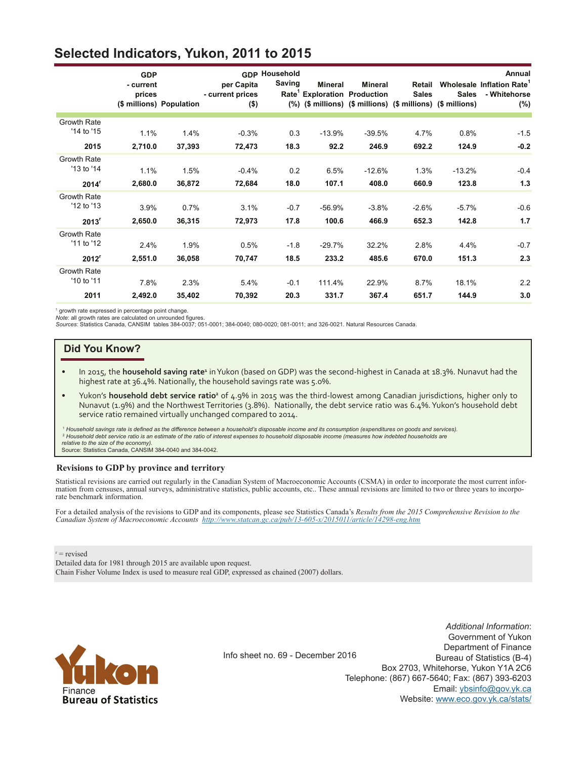# Selected Indicators, Yukon, 2011 to 2015

| | GDP - current prices ($ millions) | Population | GDP per Capita - current prices ($) | Household Saving Rate[1] (%) | Mineral Exploration ($ millions) | Mineral Production ($ millions) | Retail Sales ($ millions) | Wholesale Sales ($ millions) | Annual Inflation Rate[1] - Whitehorse (%) |
|---|---|---|---|---|---|---|---|---|---|
| Growth Rate '14 to '15 | 1.1% | 1.4% | -0.3% | 0.3 | -13.9% | -39.5% | 4.7% | 0.8% | -1.5 |
| **2015** | **2,710.0** | **37,393** | **72,473** | **18.3** | **92.2** | **246.9** | **692.2** | **124.9** | **-0.2** |
| Growth Rate '13 to '14 | 1.1% | 1.5% | -0.4% | 0.2 | 6.5% | -12.6% | 1.3% | -13.2% | -0.4 |
| **2014[r]** | **2,680.0** | **36,872** | **72,684** | **18.0** | **107.1** | **408.0** | **660.9** | **123.8** | **1.3** |
| Growth Rate '12 to '13 | 3.9% | 0.7% | 3.1% | -0.7 | -56.9% | -3.8% | -2.6% | -5.7% | -0.6 |
| **2013[r]** | **2,650.0** | **36,315** | **72,973** | **17.8** | **100.6** | **466.9** | **652.3** | **142.8** | **1.7** |
| Growth Rate '11 to '12 | 2.4% | 1.9% | 0.5% | -1.8 | -29.7% | 32.2% | 2.8% | 4.4% | -0.7 |
| **2012[r]** | **2,551.0** | **36,058** | **70,747** | **18.5** | **233.2** | **485.6** | **670.0** | **151.3** | **2.3** |
| Growth Rate '10 to '11 | 7.8% | 2.3% | 5.4% | -0.1 | 111.4% | 22.9% | 8.7% | 18.1% | 2.2 |
| **2011** | **2,492.0** | **35,402** | **70,392** | **20.3** | **331.7** | **367.4** | **651.7** | **144.9** | **3.0** |

[1] growth rate expressed in percentage point change.
*Note*: all growth rates are calculated on unrounded figures.
*Sources*: Statistics Canada, CANSIM tables 384-0037; 051-0001; 384-0040; 080-0020; 081-0011; and 326-0021. Natural Resources Canada.

## Did You Know?

- In 2015, the **household saving rate**[1] in Yukon (based on GDP) was the second-highest in Canada at 18.3%. Nunavut had the highest rate at 36.4%. Nationally, the household savings rate was 5.0%.
- Yukon's **household debt service ratio**[2] of 4.9% in 2015 was the third-lowest among Canadian jurisdictions, higher only to Nunavut (1.9%) and the Northwest Territories (3.8%). Nationally, the debt service ratio was 6.4%. Yukon's household debt service ratio remained virtually unchanged compared to 2014.

[1] *Household savings rate is defined as the difference between a household's disposable income and its consumption (expenditures on goods and services).*
[2] *Household debt service ratio is an estimate of the ratio of interest expenses to household disposable income (measures how indebted households are relative to the size of the economy).*
Source: Statistics Canada, CANSIM 384-0040 and 384-0042.

### Revisions to GDP by province and territory

Statistical revisions are carried out regularly in the Canadian System of Macroeconomic Accounts (CSMA) in order to incorporate the most current information from censuses, annual surveys, administrative statistics, public accounts, etc.. These annual revisions are limited to two or three years to incorporate benchmark information.

For a detailed analysis of the revisions to GDP and its components, please see Statistics Canada's *Results from the 2015 Comprehensive Revision to the Canadian System of Macroeconomic Accounts* http://www.statcan.gc.ca/pub/13-605-x/2015011/article/14298-eng.htm

r = revised
Detailed data for 1981 through 2015 are available upon request.
Chain Fisher Volume Index is used to measure real GDP, expressed as chained (2007) dollars.

Yukon Finance Bureau of Statistics

Info sheet no. 69 - December 2016

*Additional Information*:
Government of Yukon
Department of Finance
Bureau of Statistics (B-4)
Box 2703, Whitehorse, Yukon Y1A 2C6
Telephone: (867) 667-5640; Fax: (867) 393-6203
Email: ybsinfo@gov.yk.ca
Website: www.eco.gov.yk.ca/stats/